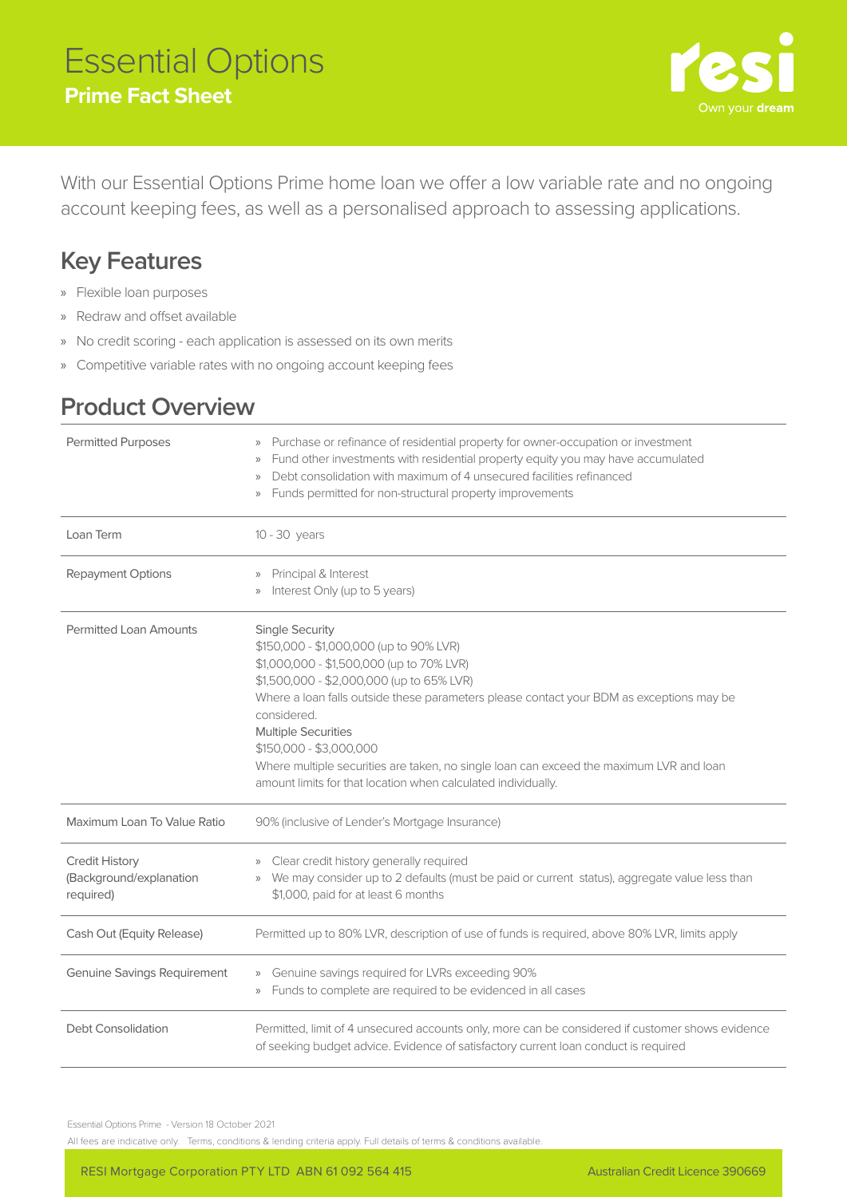# Essential Options

## Prime Fact Sheet

resi
Own your **dream**

With our Essential Options Prime home loan we offer a low variable rate and no ongoing account keeping fees, as well as a personalised approach to assessing applications.

## Key Features

- Flexible loan purposes
- Redraw and offset available
- No credit scoring - each application is assessed on its own merits
- Competitive variable rates with no ongoing account keeping fees

## Product Overview

| | |
|---|---|
| Permitted Purposes | » Purchase or refinance of residential property for owner-occupation or investment<br>» Fund other investments with residential property equity you may have accumulated<br>» Debt consolidation with maximum of 4 unsecured facilities refinanced<br>» Funds permitted for non-structural property improvements |
| Loan Term | 10 - 30 years |
| Repayment Options | » Principal & Interest<br>» Interest Only (up to 5 years) |
| Permitted Loan Amounts | Single Security<br>$150,000 - $1,000,000 (up to 90% LVR)<br>$1,000,000 - $1,500,000 (up to 70% LVR)<br>$1,500,000 - $2,000,000 (up to 65% LVR)<br>Where a loan falls outside these parameters please contact your BDM as exceptions may be considered.<br>Multiple Securities<br>$150,000 - $3,000,000<br>Where multiple securities are taken, no single loan can exceed the maximum LVR and loan amount limits for that location when calculated individually. |
| Maximum Loan To Value Ratio | 90% (inclusive of Lender's Mortgage Insurance) |
| Credit History (Background/explanation required) | » Clear credit history generally required<br>» We may consider up to 2 defaults (must be paid or current status), aggregate value less than $1,000, paid for at least 6 months |
| Cash Out (Equity Release) | Permitted up to 80% LVR, description of use of funds is required, above 80% LVR, limits apply |
| Genuine Savings Requirement | » Genuine savings required for LVRs exceeding 90%<br>» Funds to complete are required to be evidenced in all cases |
| Debt Consolidation | Permitted, limit of 4 unsecured accounts only, more can be considered if customer shows evidence of seeking budget advice. Evidence of satisfactory current loan conduct is required |

Essential Options Prime - Version 18 October 2021

All fees are indicative only. Terms, conditions & lending criteria apply. Full details of terms & conditions available.

RESI Mortgage Corporation PTY LTD ABN 61 092 564 415 | Australian Credit Licence 390669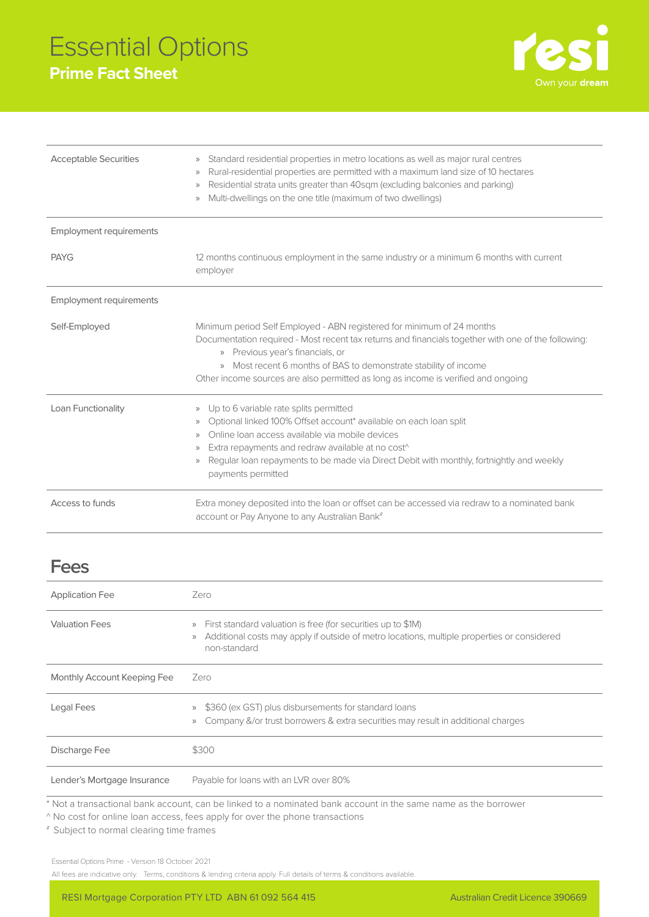# Essential Options

## Prime Fact Sheet

| | |
|---|---|
| Acceptable Securities | » Standard residential properties in metro locations as well as major rural centres<br>» Rural-residential properties are permitted with a maximum land size of 10 hectares<br>» Residential strata units greater than 40sqm (excluding balconies and parking)<br>» Multi-dwellings on the one title (maximum of two dwellings) |
| Employment requirements<br><br>PAYG | 12 months continuous employment in the same industry or a minimum 6 months with current employer |
| Employment requirements<br><br>Self-Employed | Minimum period Self Employed - ABN registered for minimum of 24 months<br>Documentation required - Most recent tax returns and financials together with one of the following:<br>» Previous year's financials, or<br>» Most recent 6 months of BAS to demonstrate stability of income<br>Other income sources are also permitted as long as income is verified and ongoing |
| Loan Functionality | » Up to 6 variable rate splits permitted<br>» Optional linked 100% Offset account* available on each loan split<br>» Online loan access available via mobile devices<br>» Extra repayments and redraw available at no cost^<br>» Regular loan repayments to be made via Direct Debit with monthly, fortnightly and weekly payments permitted |
| Access to funds | Extra money deposited into the loan or offset can be accessed via redraw to a nominated bank account or Pay Anyone to any Australian Bank# |

## Fees

| | |
|---|---|
| Application Fee | Zero |
| Valuation Fees | » First standard valuation is free (for securities up to $1M)<br>» Additional costs may apply if outside of metro locations, multiple properties or considered non-standard |
| Monthly Account Keeping Fee | Zero |
| Legal Fees | » $360 (ex GST) plus disbursements for standard loans<br>» Company &/or trust borrowers & extra securities may result in additional charges |
| Discharge Fee | $300 |
| Lender's Mortgage Insurance | Payable for loans with an LVR over 80% |

* Not a transactional bank account, can be linked to a nominated bank account in the same name as the borrower
^ No cost for online loan access, fees apply for over the phone transactions
# Subject to normal clearing time frames

Essential Options Prime - Version 18 October 2021

All fees are indicative only. Terms, conditions & lending criteria apply. Full details of terms & conditions available.

RESI Mortgage Corporation PTY LTD ABN 61 092 564 415 Australian Credit Licence 390669